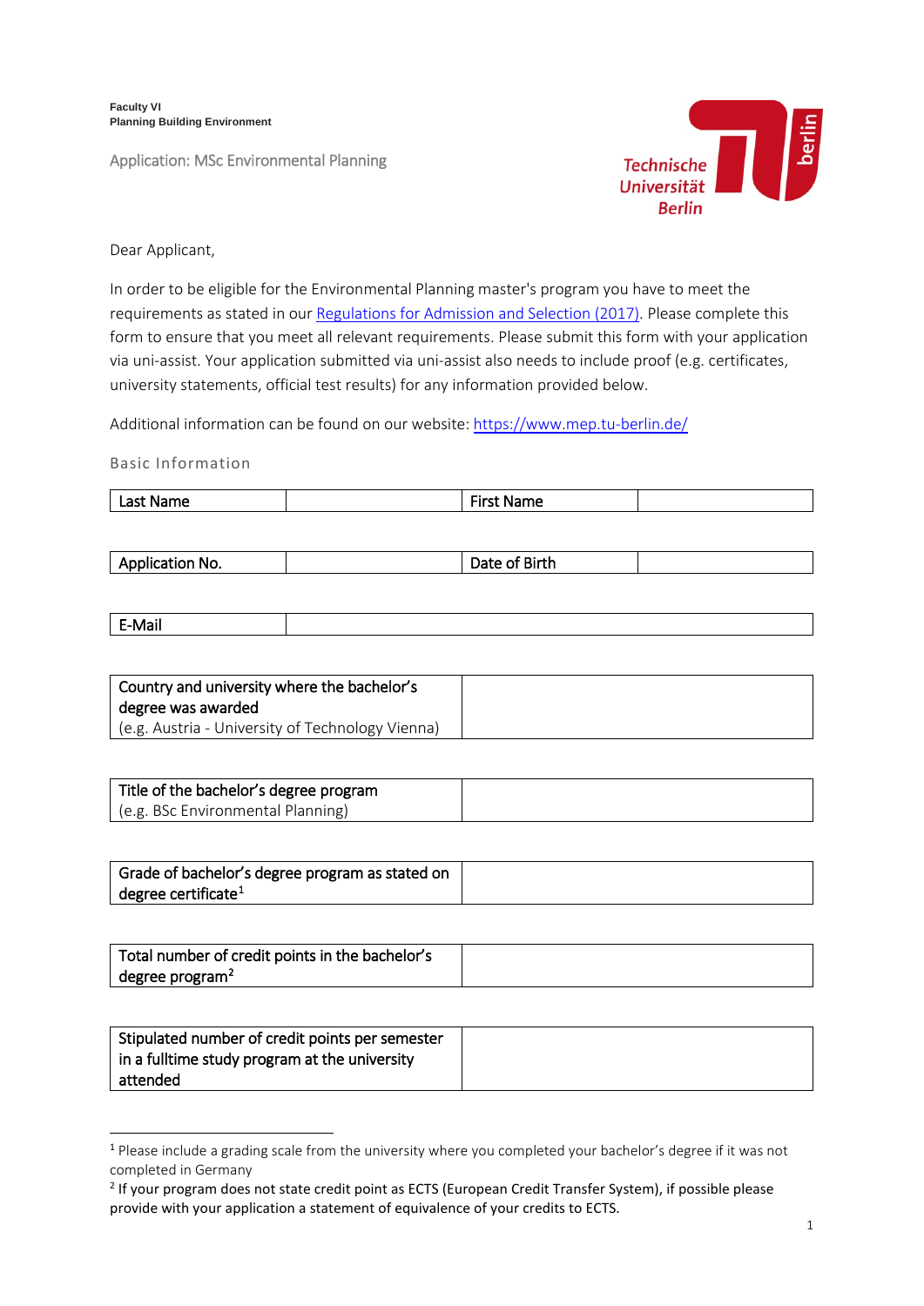**Faculty VI**
**Planning Building Environment**

Application: MSc Environmental Planning

Technische Universität Berlin

Dear Applicant,

In order to be eligible for the Environmental Planning master's program you have to meet the requirements as stated in our [Regulations for Admission and Selection (2017)](). Please complete this form to ensure that you meet all relevant requirements. Please submit this form with your application via uni-assist. Your application submitted via uni-assist also needs to include proof (e.g. certificates, university statements, official test results) for any information provided below.

Additional information can be found on our website: [https://www.mep.tu-berlin.de/](https://www.mep.tu-berlin.de/)

## Basic Information

| Last Name | | First Name | |
|---|---|---|---|

| Application No. | | Date of Birth | |
|---|---|---|---|

| E-Mail | |
|---|---|

| Country and university where the bachelor's degree was awarded (e.g. Austria - University of Technology Vienna) | |
|---|---|

| Title of the bachelor's degree program (e.g. BSc Environmental Planning) | |
|---|---|

| Grade of bachelor's degree program as stated on degree certificate[1] | |
|---|---|

| Total number of credit points in the bachelor's degree program[2] | |
|---|---|

| Stipulated number of credit points per semester in a fulltime study program at the university attended | |
|---|---|

[1] Please include a grading scale from the university where you completed your bachelor's degree if it was not completed in Germany

[2] If your program does not state credit point as ECTS (European Credit Transfer System), if possible please provide with your application a statement of equivalence of your credits to ECTS.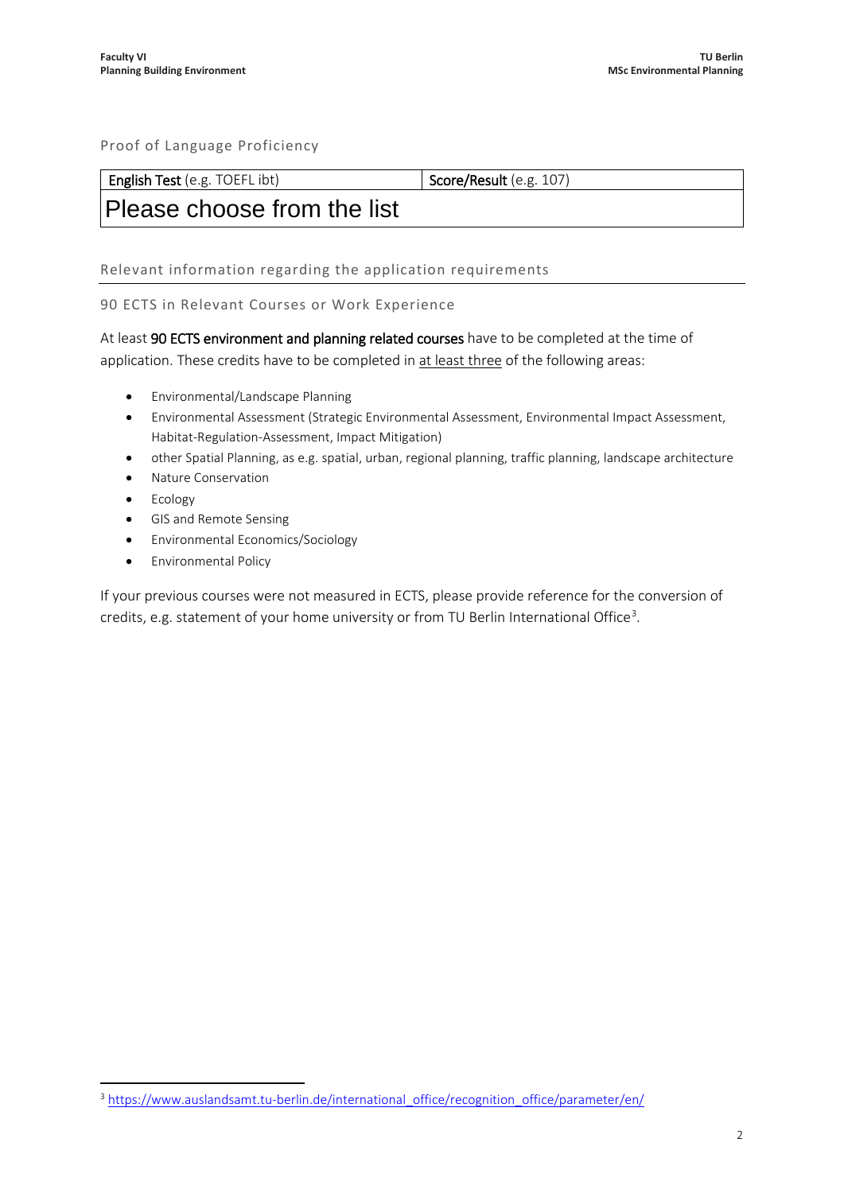## Proof of Language Proficiency

| **English Test** (e.g. TOEFL ibt) | **Score/Result** (e.g. 107) |
|---|---|
| Please choose from the list | |

## Relevant information regarding the application requirements

### 90 ECTS in Relevant Courses or Work Experience

At least **90 ECTS environment and planning related courses** have to be completed at the time of application. These credits have to be completed in at least three of the following areas:

- Environmental/Landscape Planning
- Environmental Assessment (Strategic Environmental Assessment, Environmental Impact Assessment, Habitat-Regulation-Assessment, Impact Mitigation)
- other Spatial Planning, as e.g. spatial, urban, regional planning, traffic planning, landscape architecture
- Nature Conservation
- Ecology
- GIS and Remote Sensing
- Environmental Economics/Sociology
- Environmental Policy

If your previous courses were not measured in ECTS, please provide reference for the conversion of credits, e.g. statement of your home university or from TU Berlin International Office[3].

[3] https://www.auslandsamt.tu-berlin.de/international_office/recognition_office/parameter/en/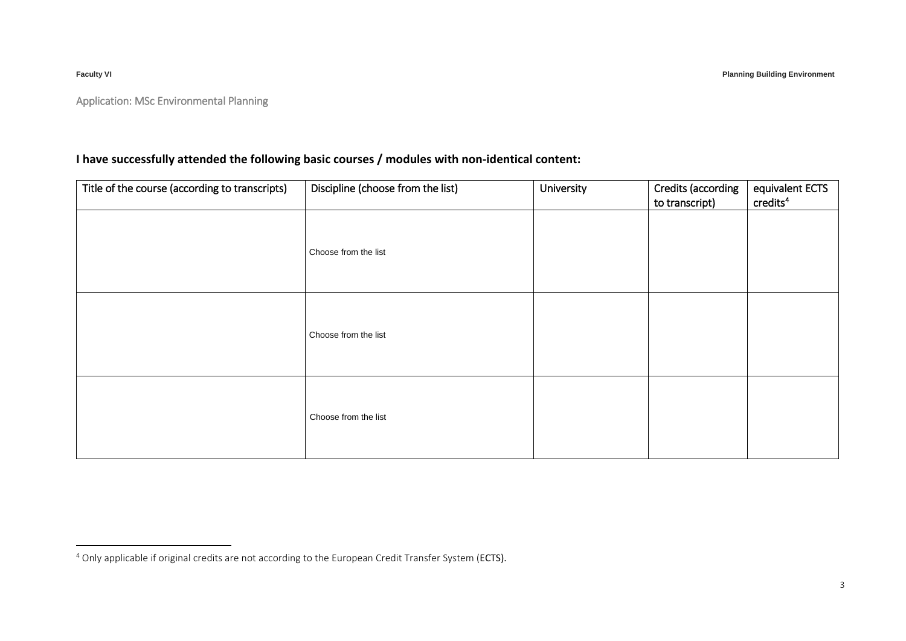Application: MSc Environmental Planning

**I have successfully attended the following basic courses / modules with non-identical content:**

| Title of the course (according to transcripts) | Discipline (choose from the list) | University | Credits (according to transcript) | equivalent ECTS credits[4] |
|---|---|---|---|---|
| | Choose from the list | | | |
| | Choose from the list | | | |
| | Choose from the list | | | |

[4] Only applicable if original credits are not according to the European Credit Transfer System (ECTS).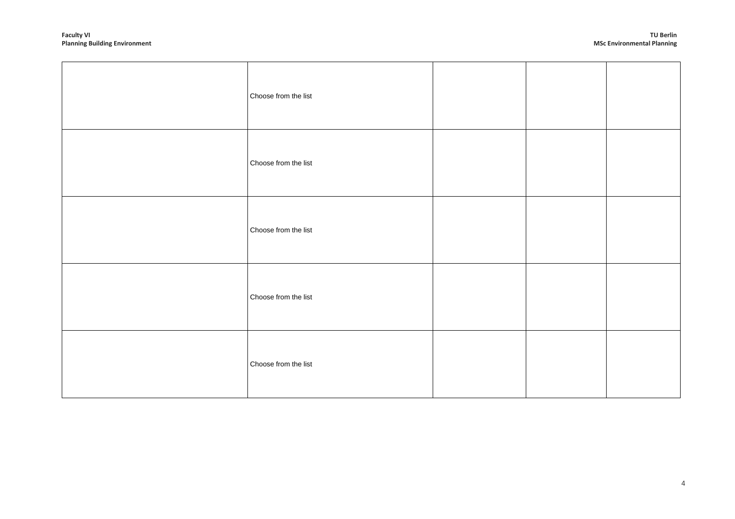| | | | | |
|---|---|---|---|---|
| | Choose from the list | | | |
| | Choose from the list | | | |
| | Choose from the list | | | |
| | Choose from the list | | | |
| | Choose from the list | | | |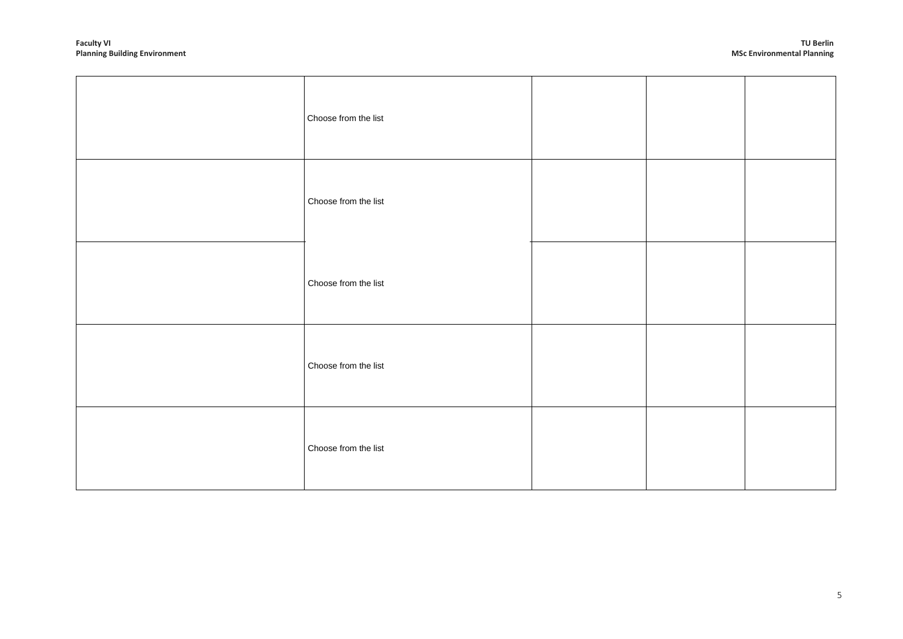| | | | | |
|---|---|---|---|---|
| | Choose from the list | | | |
| | Choose from the list | | | |
| | Choose from the list | | | |
| | Choose from the list | | | |
| | Choose from the list | | | |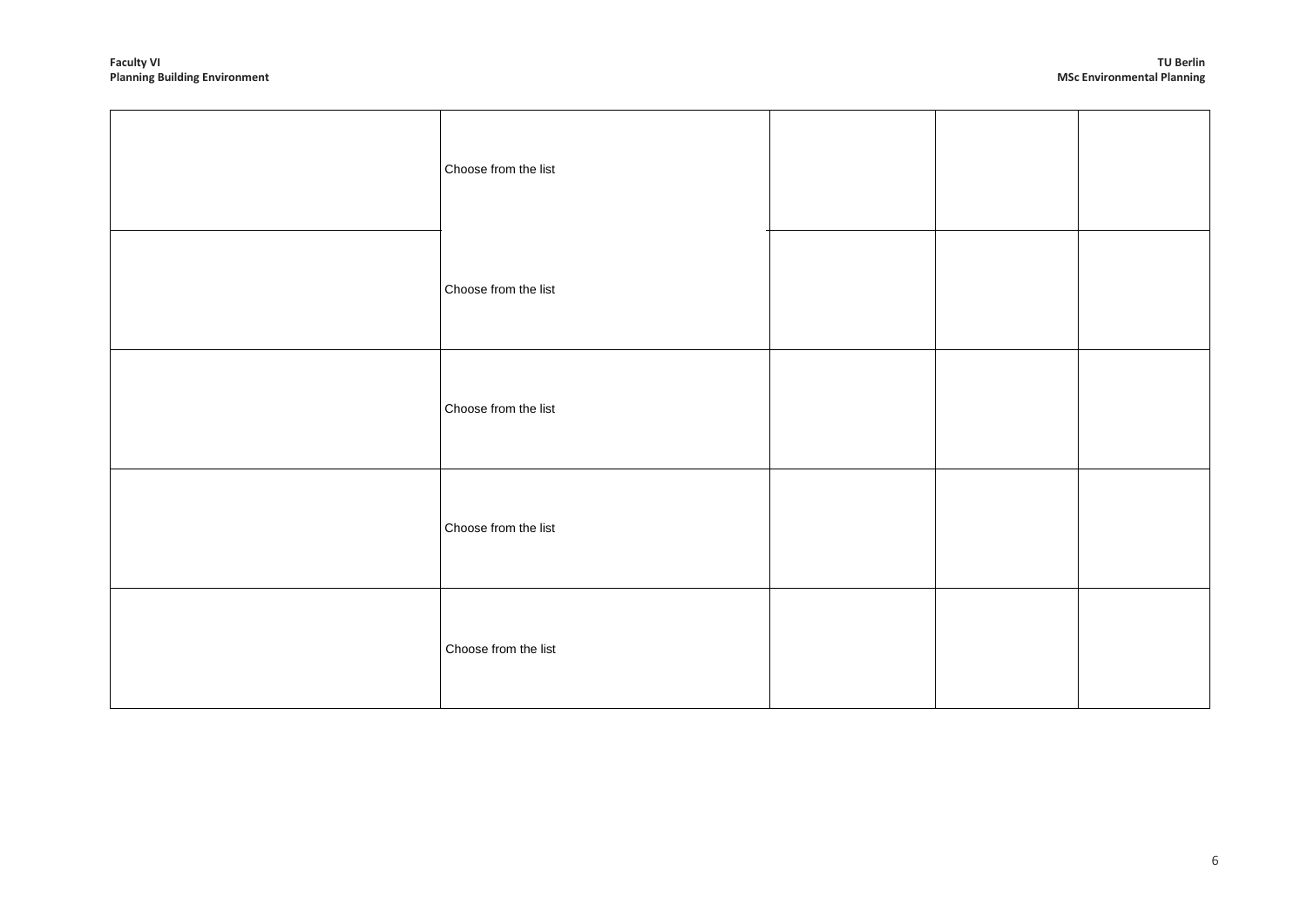| | | | | |
|---|---|---|---|---|
| | Choose from the list | | | |
| | Choose from the list | | | |
| | Choose from the list | | | |
| | Choose from the list | | | |
| | Choose from the list | | | |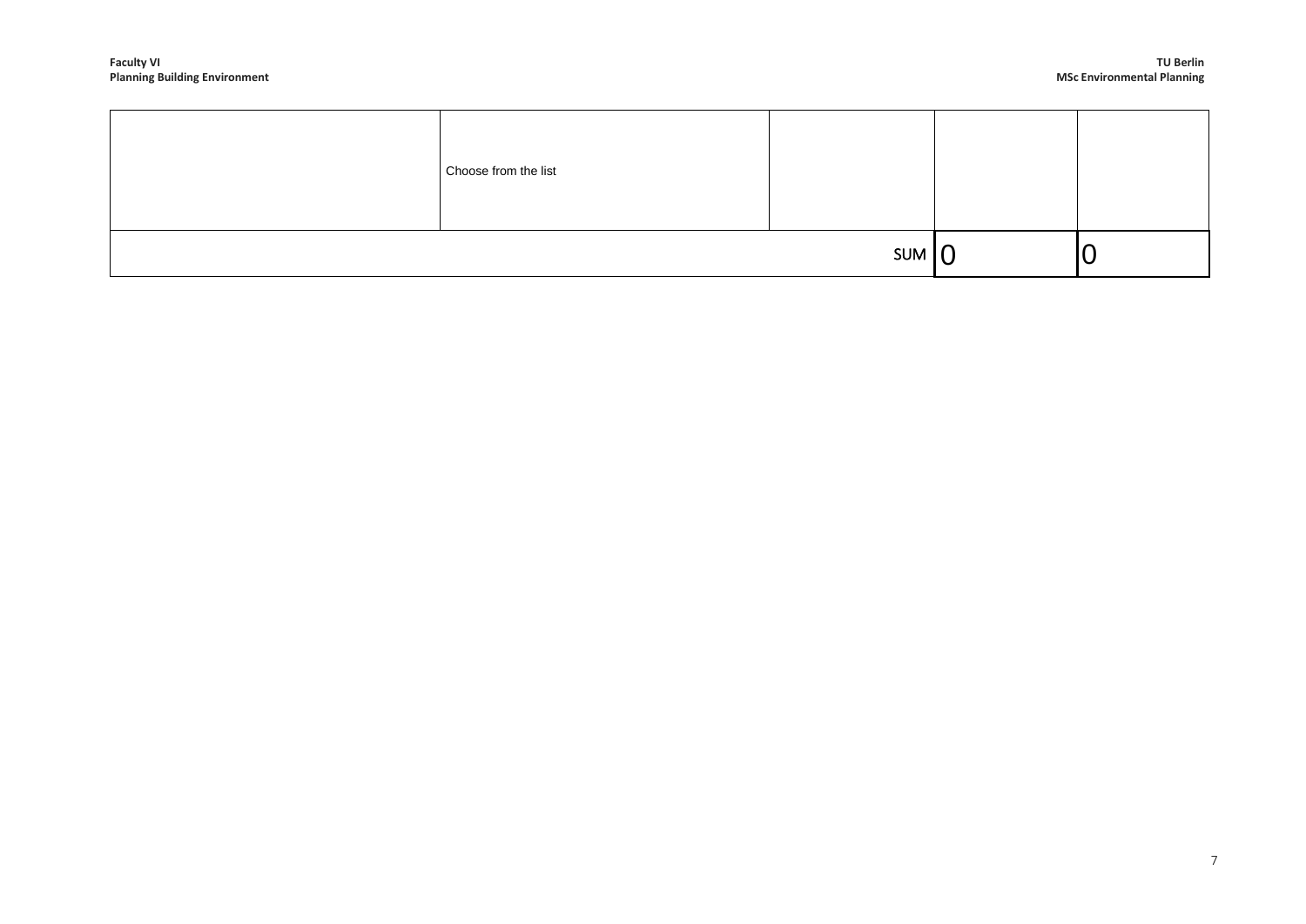| | | | | |
|---|---|---|---|---|
| | Choose from the list | | | |
| | | SUM | 0 | 0 |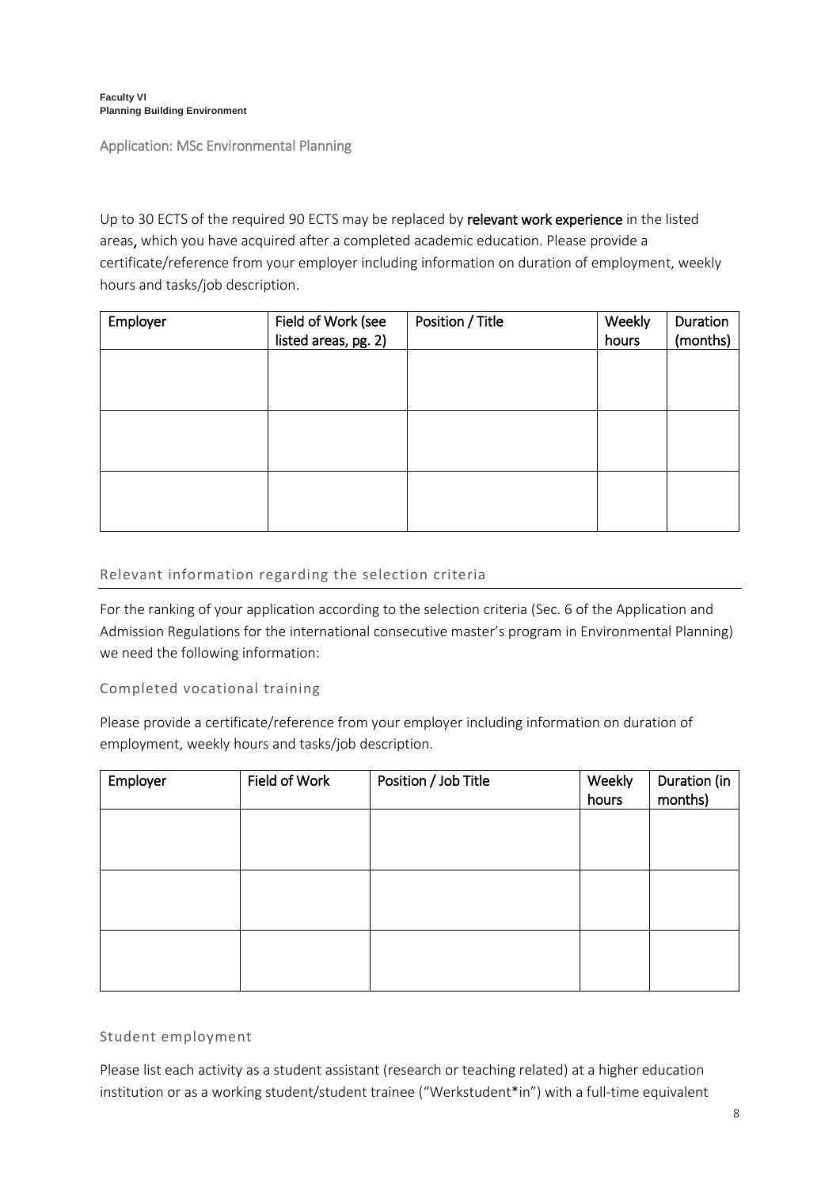Application: MSc Environmental Planning

Up to 30 ECTS of the required 90 ECTS may be replaced by **relevant work experience** in the listed areas, which you have acquired after a completed academic education. Please provide a certificate/reference from your employer including information on duration of employment, weekly hours and tasks/job description.

| Employer | Field of Work (see listed areas, pg. 2) | Position / Title | Weekly hours | Duration (months) |
|---|---|---|---|---|
| | | | | |
| | | | | |
| | | | | |

## Relevant information regarding the selection criteria

For the ranking of your application according to the selection criteria (Sec. 6 of the Application and Admission Regulations for the international consecutive master's program in Environmental Planning) we need the following information:

### Completed vocational training

Please provide a certificate/reference from your employer including information on duration of employment, weekly hours and tasks/job description.

| Employer | Field of Work | Position / Job Title | Weekly hours | Duration (in months) |
|---|---|---|---|---|
| | | | | |
| | | | | |
| | | | | |

### Student employment

Please list each activity as a student assistant (research or teaching related) at a higher education institution or as a working student/student trainee ("Werkstudent*in") with a full-time equivalent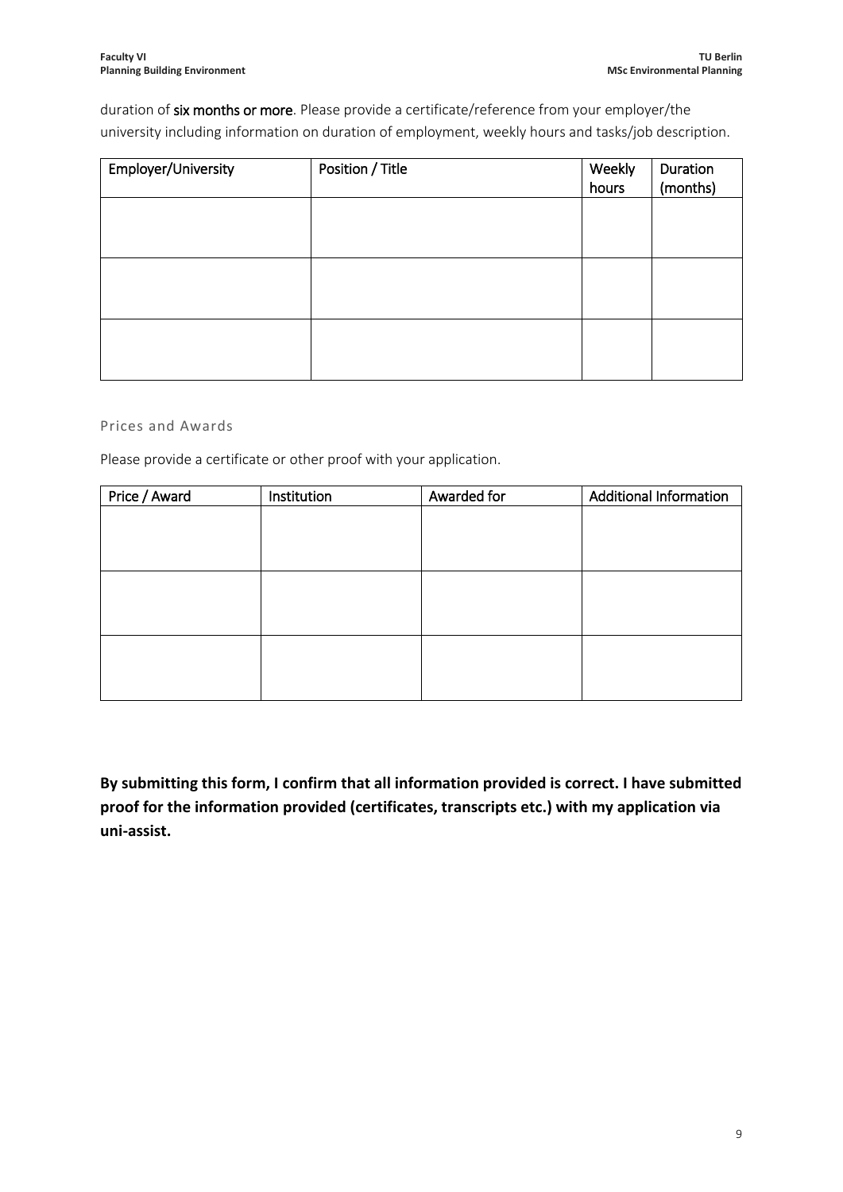duration of **six months or more**. Please provide a certificate/reference from your employer/the university including information on duration of employment, weekly hours and tasks/job description.

| Employer/University | Position / Title | Weekly hours | Duration (months) |
|---|---|---|---|
| | | | |
| | | | |
| | | | |

### Prices and Awards

Please provide a certificate or other proof with your application.

| Price / Award | Institution | Awarded for | Additional Information |
|---|---|---|---|
| | | | |
| | | | |
| | | | |

**By submitting this form, I confirm that all information provided is correct. I have submitted proof for the information provided (certificates, transcripts etc.) with my application via uni-assist.**